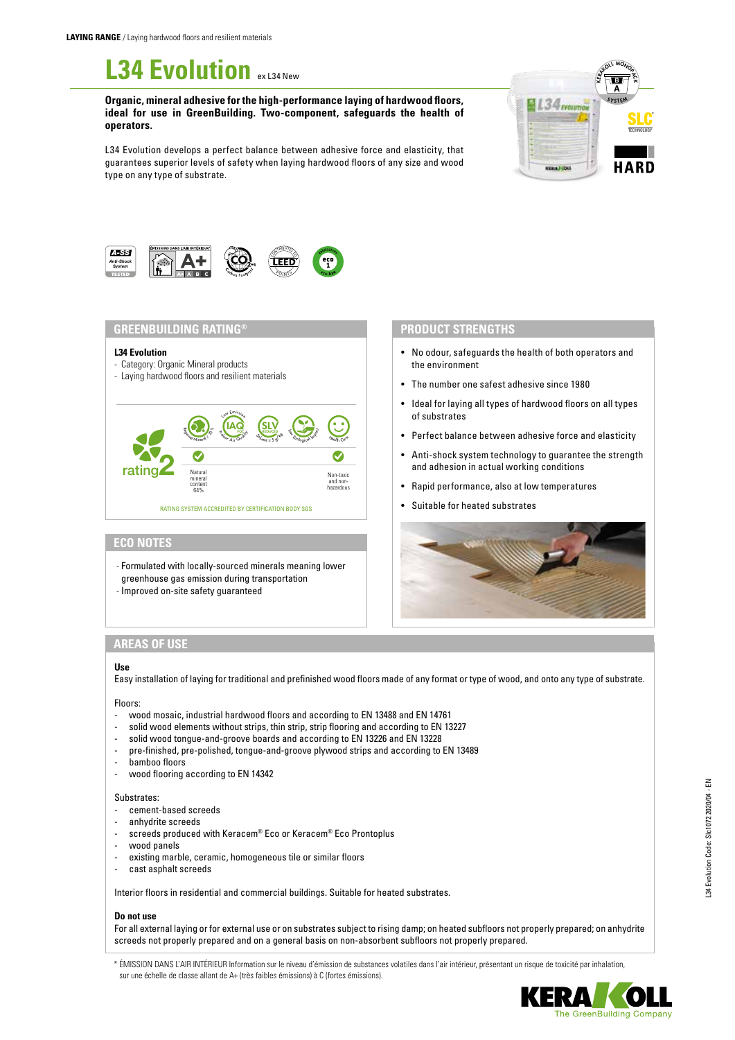**LAYING RANGE** / Laying hardwood floors and resilient materials

# L34 Evolution

ex L34 New

**Organic, mineral adhesive for the high-performance laying of hardwood floors, ideal for use in GreenBuilding. Two-component, safeguards the health of operators.**

L34 Evolution develops a perfect balance between adhesive force and elasticity, that guarantees superior levels of safety when laying hardwood floors of any size and wood type on any type of substrate.

## GREENBUILDING RATING®

**L34 Evolution**

- Category: Organic Mineral products
- Laying hardwood floors and resilient materials

rating 2

Natural mineral content 64%

Non-toxic and non-hazardous

RATING SYSTEM ACCREDITED BY CERTIFICATION BODY SGS

## ECO NOTES

- Formulated with locally-sourced minerals meaning lower greenhouse gas emission during transportation
- Improved on-site safety guaranteed

## PRODUCT STRENGTHS

- No odour, safeguards the health of both operators and the environment
- The number one safest adhesive since 1980
- Ideal for laying all types of hardwood floors on all types of substrates
- Perfect balance between adhesive force and elasticity
- Anti-shock system technology to guarantee the strength and adhesion in actual working conditions
- Rapid performance, also at low temperatures
- Suitable for heated substrates

## AREAS OF USE

**Use**

Easy installation of laying for traditional and prefinished wood floors made of any format or type of wood, and onto any type of substrate.

Floors:

- wood mosaic, industrial hardwood floors and according to EN 13488 and EN 14761
- solid wood elements without strips, thin strip, strip flooring and according to EN 13227
- solid wood tongue-and-groove boards and according to EN 13226 and EN 13228
- pre-finished, pre-polished, tongue-and-groove plywood strips and according to EN 13489
- bamboo floors
- wood flooring according to EN 14342

Substrates:

- cement-based screeds
- anhydrite screeds
- screeds produced with Keracem® Eco or Keracem® Eco Prontoplus
- wood panels
- existing marble, ceramic, homogeneous tile or similar floors
- cast asphalt screeds

Interior floors in residential and commercial buildings. Suitable for heated substrates.

**Do not use**

For all external laying or for external use or on substrates subject to rising damp; on heated subfloors not properly prepared; on anhydrite screeds not properly prepared and on a general basis on non-absorbent subfloors not properly prepared.

* ÉMISSION DANS L'AIR INTÉRIEUR Information sur le niveau d'émission de substances volatiles dans l'air intérieur, présentant un risque de toxicité par inhalation, sur une échelle de classe allant de A+ (très faibles émissions) à C (fortes émissions).

L34 Evolution Code: Slc1072 2020/04 - EN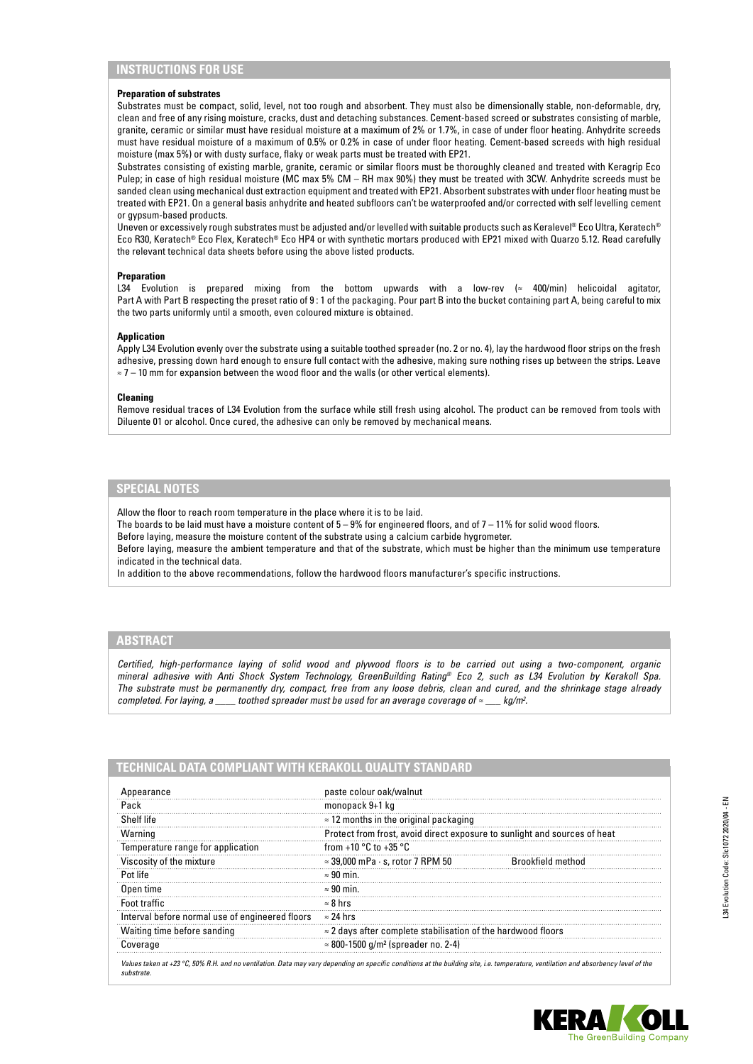## INSTRUCTIONS FOR USE

**Preparation of substrates**

Substrates must be compact, solid, level, not too rough and absorbent. They must also be dimensionally stable, non-deformable, dry, clean and free of any rising moisture, cracks, dust and detaching substances. Cement-based screed or substrates consisting of marble, granite, ceramic or similar must have residual moisture at a maximum of 2% or 1.7%, in case of under floor heating. Anhydrite screeds must have residual moisture of a maximum of 0.5% or 0.2% in case of under floor heating. Cement-based screeds with high residual moisture (max 5%) or with dusty surface, flaky or weak parts must be treated with EP21.

Substrates consisting of existing marble, granite, ceramic or similar floors must be thoroughly cleaned and treated with Keragrip Eco Pulep; in case of high residual moisture (MC max 5% CM – RH max 90%) they must be treated with 3CW. Anhydrite screeds must be sanded clean using mechanical dust extraction equipment and treated with EP21. Absorbent substrates with under floor heating must be treated with EP21. On a general basis anhydrite and heated subfloors can't be waterproofed and/or corrected with self levelling cement or gypsum-based products.

Uneven or excessively rough substrates must be adjusted and/or levelled with suitable products such as Keralevel® Eco Ultra, Keratech® Eco R30, Keratech® Eco Flex, Keratech® Eco HP4 or with synthetic mortars produced with EP21 mixed with Quarzo 5.12. Read carefully the relevant technical data sheets before using the above listed products.

**Preparation**

L34 Evolution is prepared mixing from the bottom upwards with a low-rev (≈ 400/min) helicoidal agitator, Part A with Part B respecting the preset ratio of 9 : 1 of the packaging. Pour part B into the bucket containing part A, being careful to mix the two parts uniformly until a smooth, even coloured mixture is obtained.

**Application**

Apply L34 Evolution evenly over the substrate using a suitable toothed spreader (no. 2 or no. 4), lay the hardwood floor strips on the fresh adhesive, pressing down hard enough to ensure full contact with the adhesive, making sure nothing rises up between the strips. Leave ≈ 7 – 10 mm for expansion between the wood floor and the walls (or other vertical elements).

**Cleaning**

Remove residual traces of L34 Evolution from the surface while still fresh using alcohol. The product can be removed from tools with Diluente 01 or alcohol. Once cured, the adhesive can only be removed by mechanical means.

## SPECIAL NOTES

Allow the floor to reach room temperature in the place where it is to be laid.
The boards to be laid must have a moisture content of 5 – 9% for engineered floors, and of 7 – 11% for solid wood floors.
Before laying, measure the moisture content of the substrate using a calcium carbide hygrometer.
Before laying, measure the ambient temperature and that of the substrate, which must be higher than the minimum use temperature indicated in the technical data.
In addition to the above recommendations, follow the hardwood floors manufacturer's specific instructions.

## ABSTRACT

*Certified, high-performance laying of solid wood and plywood floors is to be carried out using a two-component, organic mineral adhesive with Anti Shock System Technology, GreenBuilding Rating® Eco 2, such as L34 Evolution by Kerakoll Spa. The substrate must be permanently dry, compact, free from any loose debris, clean and cured, and the shrinkage stage already completed. For laying, a \_\_\_\_ toothed spreader must be used for an average coverage of ≈ \_\_\_ kg/m².*

## TECHNICAL DATA COMPLIANT WITH KERAKOLL QUALITY STANDARD

| | | |
|---|---|---|
| Appearance | paste colour oak/walnut | |
| Pack | monopack 9+1 kg | |
| Shelf life | ≈ 12 months in the original packaging | |
| Warning | Protect from frost, avoid direct exposure to sunlight and sources of heat | |
| Temperature range for application | from +10 °C to +35 °C | |
| Viscosity of the mixture | ≈ 39,000 mPa · s, rotor 7 RPM 50 | Brookfield method |
| Pot life | ≈ 90 min. | |
| Open time | ≈ 90 min. | |
| Foot traffic | ≈ 8 hrs | |
| Interval before normal use of engineered floors | ≈ 24 hrs | |
| Waiting time before sanding | ≈ 2 days after complete stabilisation of the hardwood floors | |
| Coverage | ≈ 800-1500 g/m² (spreader no. 2-4) | |

*Values taken at +23 °C, 50% R.H. and no ventilation. Data may vary depending on specific conditions at the building site, i.e. temperature, ventilation and absorbency level of the substrate.*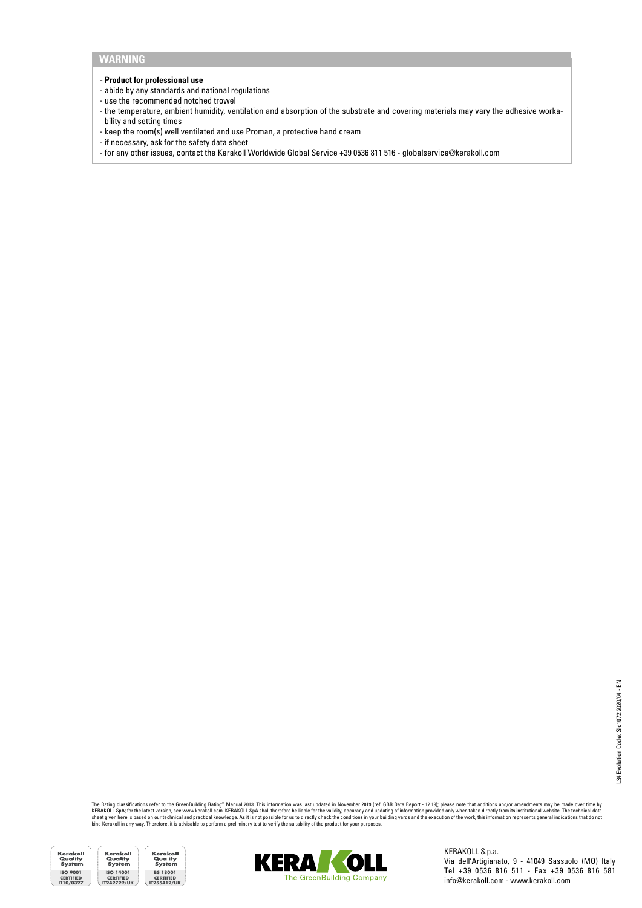## WARNING

- **Product for professional use**
- abide by any standards and national regulations
- use the recommended notched trowel
- the temperature, ambient humidity, ventilation and absorption of the substrate and covering materials may vary the adhesive workability and setting times
- keep the room(s) well ventilated and use Proman, a protective hand cream
- if necessary, ask for the safety data sheet
- for any other issues, contact the Kerakoll Worldwide Global Service +39 0536 811 516 - globalservice@kerakoll.com

L34 Evolution Code: Slc1072 2020/04 - EN

The Rating classifications refer to the GreenBuilding Rating® Manual 2013. This information was last updated in November 2019 (ref. GBR Data Report - 12.19); please note that additions and/or amendments may be made over time by KERAKOLL SpA; for the latest version, see www.kerakoll.com. KERAKOLL SpA shall therefore be liable for the validity, accuracy and updating of information provided only when taken directly from its institutional website. The technical data sheet given here is based on our technical and practical knowledge. As it is not possible for us to directly check the conditions in your building yards and the execution of the work, this information represents general indications that do not bind Kerakoll in any way. Therefore, it is advisable to perform a preliminary test to verify the suitability of the product for your purposes.

Kerakoll Quality System ISO 9001 CERTIFIED IT10/0327

Kerakoll Quality System ISO 14001 CERTIFIED IT242729/UK

Kerakoll Quality System BS 18001 CERTIFIED IT255412/UK

KERAKOLL The GreenBuilding Company

KERAKOLL S.p.a.
Via dell'Artigianato, 9 - 41049 Sassuolo (MO) Italy
Tel +39 0536 816 511 - Fax +39 0536 816 581
info@kerakoll.com - www.kerakoll.com